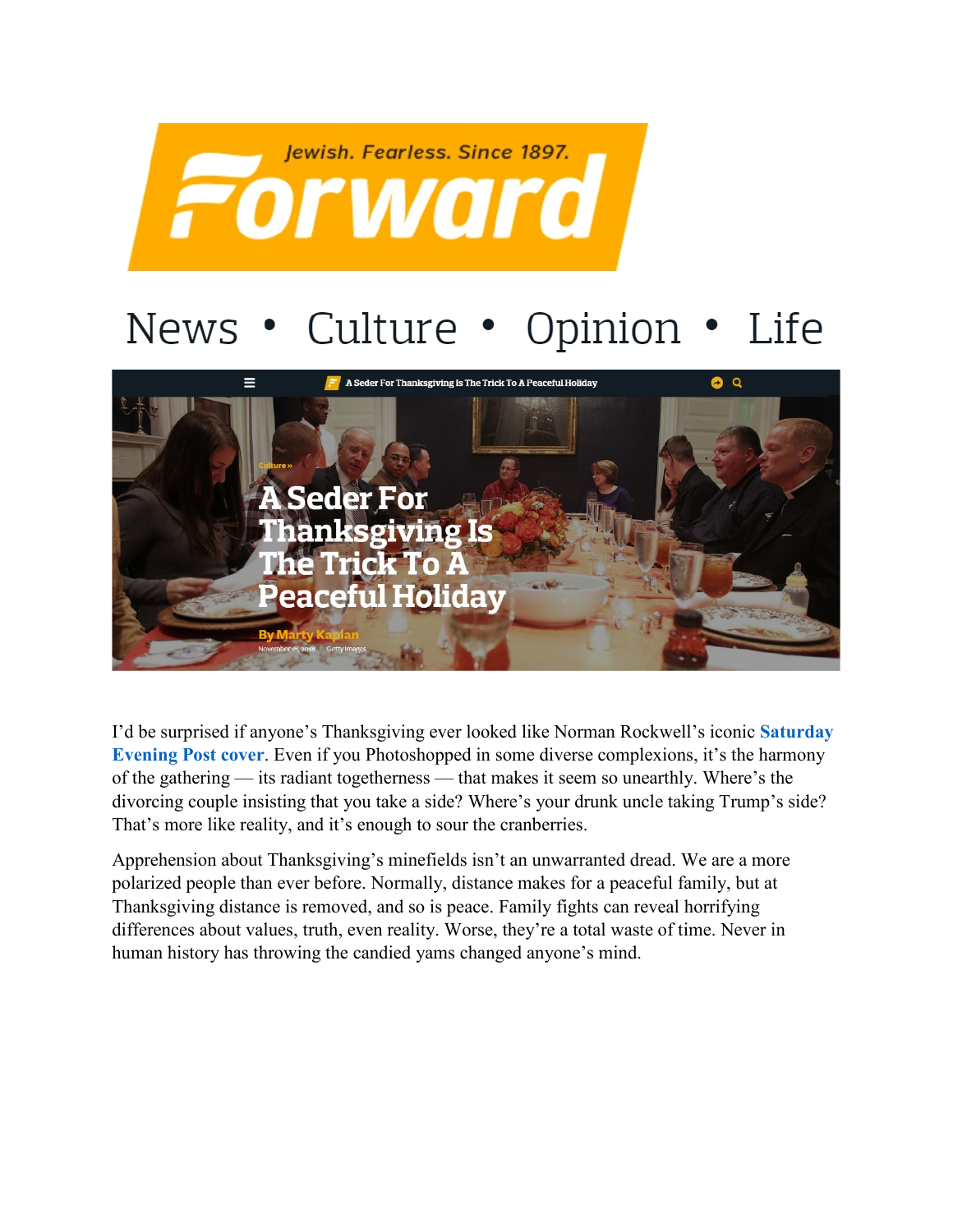Jewish. Fearless. Since 1897.

# Forward

News • Culture • Opinion • Life

Culture »

# A Seder For Thanksgiving Is The Trick To A Peaceful Holiday

By Marty Kaplan

November 19, 2018 | Getty Images

I'd be surprised if anyone's Thanksgiving ever looked like Norman Rockwell's iconic **Saturday Evening Post cover**. Even if you Photoshopped in some diverse complexions, it's the harmony of the gathering — its radiant togetherness — that makes it seem so unearthly. Where's the divorcing couple insisting that you take a side? Where's your drunk uncle taking Trump's side? That's more like reality, and it's enough to sour the cranberries.

Apprehension about Thanksgiving's minefields isn't an unwarranted dread. We are a more polarized people than ever before. Normally, distance makes for a peaceful family, but at Thanksgiving distance is removed, and so is peace. Family fights can reveal horrifying differences about values, truth, even reality. Worse, they're a total waste of time. Never in human history has throwing the candied yams changed anyone's mind.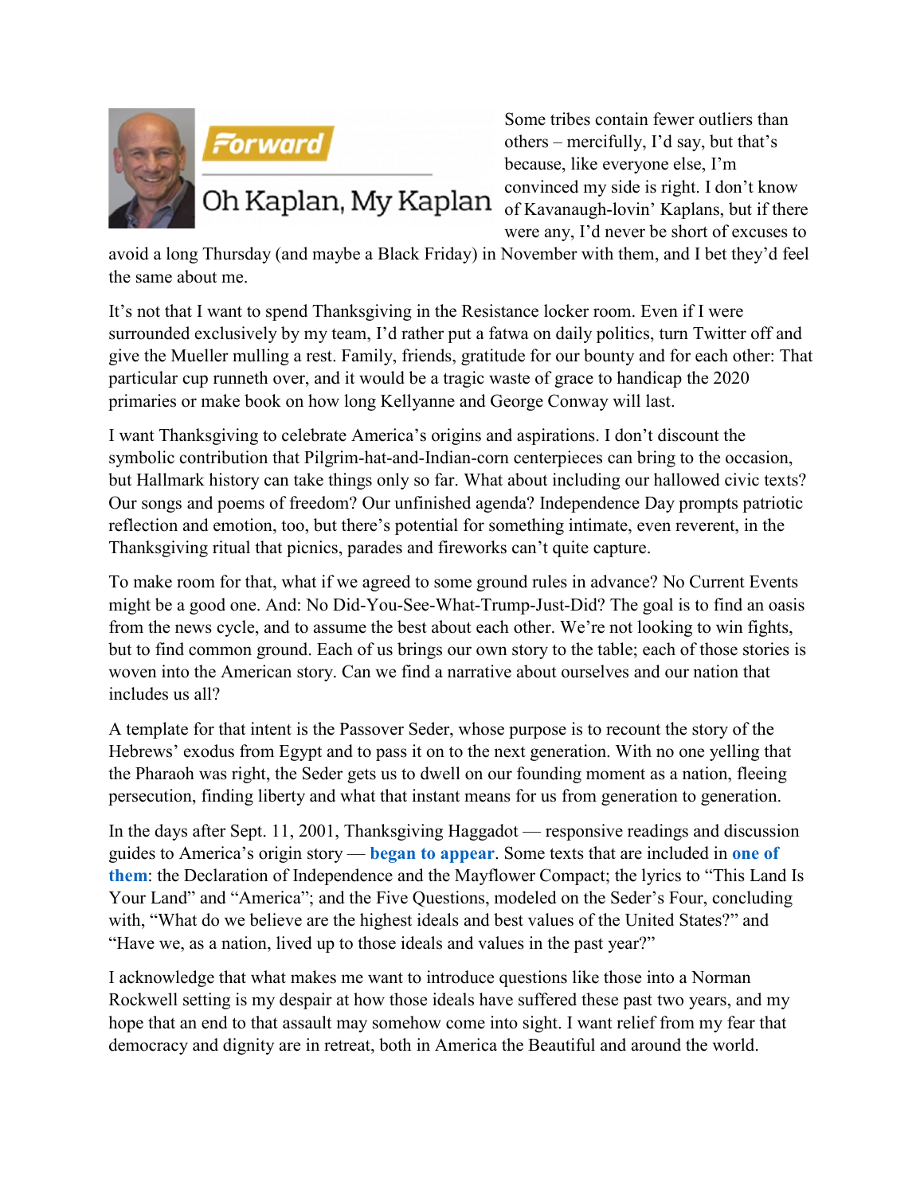Some tribes contain fewer outliers than others – mercifully, I'd say, but that's because, like everyone else, I'm convinced my side is right. I don't know of Kavanaugh-lovin' Kaplans, but if there were any, I'd never be short of excuses to avoid a long Thursday (and maybe a Black Friday) in November with them, and I bet they'd feel the same about me.

It's not that I want to spend Thanksgiving in the Resistance locker room. Even if I were surrounded exclusively by my team, I'd rather put a fatwa on daily politics, turn Twitter off and give the Mueller mulling a rest. Family, friends, gratitude for our bounty and for each other: That particular cup runneth over, and it would be a tragic waste of grace to handicap the 2020 primaries or make book on how long Kellyanne and George Conway will last.

I want Thanksgiving to celebrate America's origins and aspirations. I don't discount the symbolic contribution that Pilgrim-hat-and-Indian-corn centerpieces can bring to the occasion, but Hallmark history can take things only so far. What about including our hallowed civic texts? Our songs and poems of freedom? Our unfinished agenda? Independence Day prompts patriotic reflection and emotion, too, but there's potential for something intimate, even reverent, in the Thanksgiving ritual that picnics, parades and fireworks can't quite capture.

To make room for that, what if we agreed to some ground rules in advance? No Current Events might be a good one. And: No Did-You-See-What-Trump-Just-Did? The goal is to find an oasis from the news cycle, and to assume the best about each other. We're not looking to win fights, but to find common ground. Each of us brings our own story to the table; each of those stories is woven into the American story. Can we find a narrative about ourselves and our nation that includes us all?

A template for that intent is the Passover Seder, whose purpose is to recount the story of the Hebrews' exodus from Egypt and to pass it on to the next generation. With no one yelling that the Pharaoh was right, the Seder gets us to dwell on our founding moment as a nation, fleeing persecution, finding liberty and what that instant means for us from generation to generation.

In the days after Sept. 11, 2001, Thanksgiving Haggadot — responsive readings and discussion guides to America's origin story — **began to appear**. Some texts that are included in **one of them**: the Declaration of Independence and the Mayflower Compact; the lyrics to "This Land Is Your Land" and "America"; and the Five Questions, modeled on the Seder's Four, concluding with, "What do we believe are the highest ideals and best values of the United States?" and "Have we, as a nation, lived up to those ideals and values in the past year?"

I acknowledge that what makes me want to introduce questions like those into a Norman Rockwell setting is my despair at how those ideals have suffered these past two years, and my hope that an end to that assault may somehow come into sight. I want relief from my fear that democracy and dignity are in retreat, both in America the Beautiful and around the world.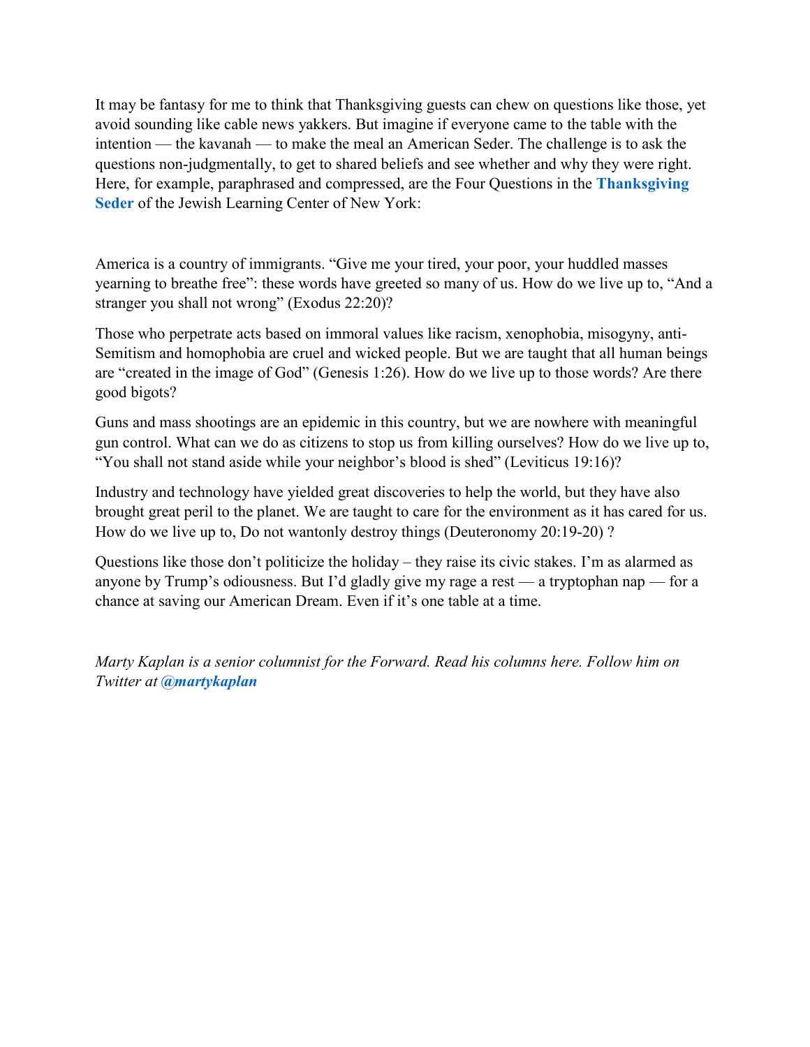It may be fantasy for me to think that Thanksgiving guests can chew on questions like those, yet avoid sounding like cable news yakkers. But imagine if everyone came to the table with the intention — the kavanah — to make the meal an American Seder. The challenge is to ask the questions non-judgmentally, to get to shared beliefs and see whether and why they were right. Here, for example, paraphrased and compressed, are the Four Questions in the **Thanksgiving Seder** of the Jewish Learning Center of New York:

America is a country of immigrants. "Give me your tired, your poor, your huddled masses yearning to breathe free": these words have greeted so many of us. How do we live up to, "And a stranger you shall not wrong" (Exodus 22:20)?

Those who perpetrate acts based on immoral values like racism, xenophobia, misogyny, anti-Semitism and homophobia are cruel and wicked people. But we are taught that all human beings are "created in the image of God" (Genesis 1:26). How do we live up to those words? Are there good bigots?

Guns and mass shootings are an epidemic in this country, but we are nowhere with meaningful gun control. What can we do as citizens to stop us from killing ourselves? How do we live up to, "You shall not stand aside while your neighbor's blood is shed" (Leviticus 19:16)?

Industry and technology have yielded great discoveries to help the world, but they have also brought great peril to the planet. We are taught to care for the environment as it has cared for us. How do we live up to, Do not wantonly destroy things (Deuteronomy 20:19-20) ?

Questions like those don't politicize the holiday – they raise its civic stakes. I'm as alarmed as anyone by Trump's odiousness. But I'd gladly give my rage a rest — a tryptophan nap — for a chance at saving our American Dream. Even if it's one table at a time.

*Marty Kaplan is a senior columnist for the Forward. Read his columns here. Follow him on Twitter at* ***@martykaplan***